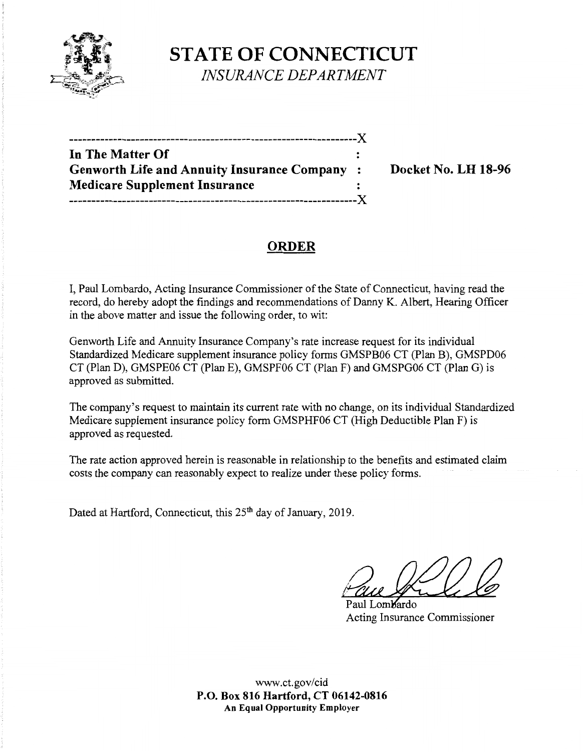# STATE OF CONNECTICUT

*INSURANCE DEPARTMENT*

---

**In The Matter Of**
**Genworth Life and Annuity Insurance Company**
**Medicare Supplement Insurance**

**Docket No. LH 18-96**

---

## ORDER

I, Paul Lombardo, Acting Insurance Commissioner of the State of Connecticut, having read the record, do hereby adopt the findings and recommendations of Danny K. Albert, Hearing Officer in the above matter and issue the following order, to wit:

Genworth Life and Annuity Insurance Company's rate increase request for its individual Standardized Medicare supplement insurance policy forms GMSPB06 CT (Plan B), GMSPD06 CT (Plan D), GMSPE06 CT (Plan E), GMSPF06 CT (Plan F) and GMSPG06 CT (Plan G) is approved as submitted.

The company's request to maintain its current rate with no change, on its individual Standardized Medicare supplement insurance policy form GMSPHF06 CT (High Deductible Plan F) is approved as requested.

The rate action approved herein is reasonable in relationship to the benefits and estimated claim costs the company can reasonably expect to realize under these policy forms.

Dated at Hartford, Connecticut, this 25th day of January, 2019.

Paul Lombardo
Acting Insurance Commissioner

www.ct.gov/cid
**P.O. Box 816 Hartford, CT 06142-0816**
**An Equal Opportunity Employer**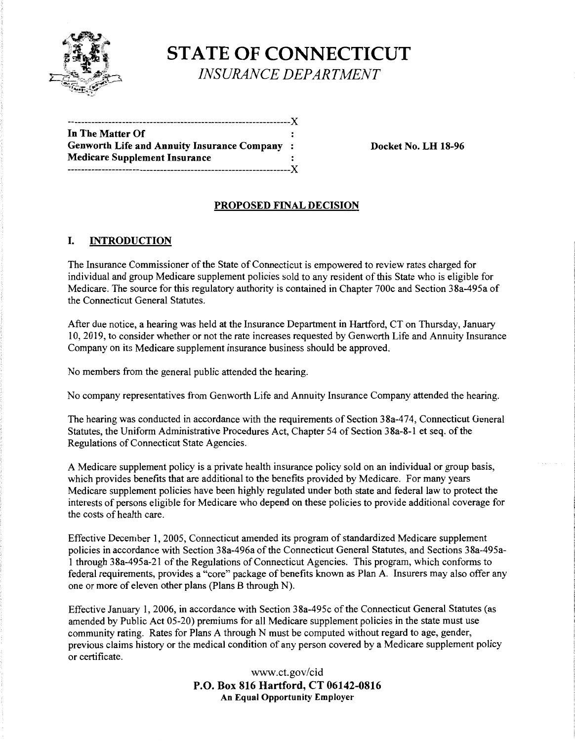**STATE OF CONNECTICUT**
*INSURANCE DEPARTMENT*

```
------------------------------------------------------------------X
In The Matter Of                                                   :
Genworth Life and Annuity Insurance Company                        :
Medicare Supplement Insurance                                      :
------------------------------------------------------------------X
```

**Docket No. LH 18-96**

## PROPOSED FINAL DECISION

## I. INTRODUCTION

The Insurance Commissioner of the State of Connecticut is empowered to review rates charged for individual and group Medicare supplement policies sold to any resident of this State who is eligible for Medicare. The source for this regulatory authority is contained in Chapter 700c and Section 38a-495a of the Connecticut General Statutes.

After due notice, a hearing was held at the Insurance Department in Hartford, CT on Thursday, January 10, 2019, to consider whether or not the rate increases requested by Genworth Life and Annuity Insurance Company on its Medicare supplement insurance business should be approved.

No members from the general public attended the hearing.

No company representatives from Genworth Life and Annuity Insurance Company attended the hearing.

The hearing was conducted in accordance with the requirements of Section 38a-474, Connecticut General Statutes, the Uniform Administrative Procedures Act, Chapter 54 of Section 38a-8-1 et seq. of the Regulations of Connecticut State Agencies.

A Medicare supplement policy is a private health insurance policy sold on an individual or group basis, which provides benefits that are additional to the benefits provided by Medicare. For many years Medicare supplement policies have been highly regulated under both state and federal law to protect the interests of persons eligible for Medicare who depend on these policies to provide additional coverage for the costs of health care.

Effective December 1, 2005, Connecticut amended its program of standardized Medicare supplement policies in accordance with Section 38a-496a of the Connecticut General Statutes, and Sections 38a-495a-1 through 38a-495a-21 of the Regulations of Connecticut Agencies. This program, which conforms to federal requirements, provides a "core" package of benefits known as Plan A. Insurers may also offer any one or more of eleven other plans (Plans B through N).

Effective January 1, 2006, in accordance with Section 38a-495c of the Connecticut General Statutes (as amended by Public Act 05-20) premiums for all Medicare supplement policies in the state must use community rating. Rates for Plans A through N must be computed without regard to age, gender, previous claims history or the medical condition of any person covered by a Medicare supplement policy or certificate.

www.ct.gov/cid
**P.O. Box 816 Hartford, CT 06142-0816**
**An Equal Opportunity Employer**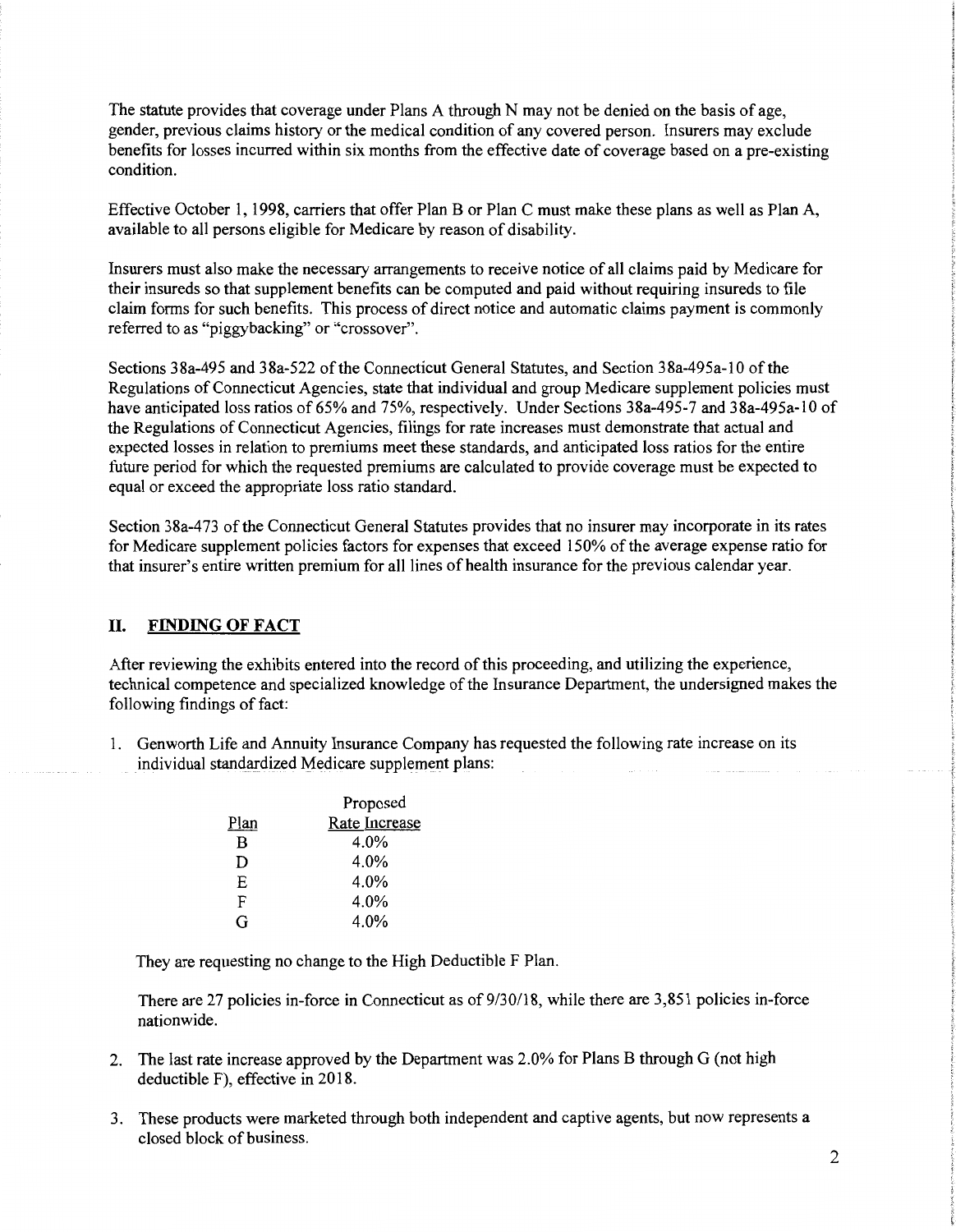The statute provides that coverage under Plans A through N may not be denied on the basis of age, gender, previous claims history or the medical condition of any covered person. Insurers may exclude benefits for losses incurred within six months from the effective date of coverage based on a pre-existing condition.

Effective October 1, 1998, carriers that offer Plan B or Plan C must make these plans as well as Plan A, available to all persons eligible for Medicare by reason of disability.

Insurers must also make the necessary arrangements to receive notice of all claims paid by Medicare for their insureds so that supplement benefits can be computed and paid without requiring insureds to file claim forms for such benefits. This process of direct notice and automatic claims payment is commonly referred to as "piggybacking" or "crossover".

Sections 38a-495 and 38a-522 of the Connecticut General Statutes, and Section 38a-495a-10 of the Regulations of Connecticut Agencies, state that individual and group Medicare supplement policies must have anticipated loss ratios of 65% and 75%, respectively. Under Sections 38a-495-7 and 38a-495a-10 of the Regulations of Connecticut Agencies, filings for rate increases must demonstrate that actual and expected losses in relation to premiums meet these standards, and anticipated loss ratios for the entire future period for which the requested premiums are calculated to provide coverage must be expected to equal or exceed the appropriate loss ratio standard.

Section 38a-473 of the Connecticut General Statutes provides that no insurer may incorporate in its rates for Medicare supplement policies factors for expenses that exceed 150% of the average expense ratio for that insurer's entire written premium for all lines of health insurance for the previous calendar year.

## II. FINDING OF FACT

After reviewing the exhibits entered into the record of this proceeding, and utilizing the experience, technical competence and specialized knowledge of the Insurance Department, the undersigned makes the following findings of fact:

1. Genworth Life and Annuity Insurance Company has requested the following rate increase on its individual standardized Medicare supplement plans:

| Plan | Proposed Rate Increase |
|---|---|
| B | 4.0% |
| D | 4.0% |
| E | 4.0% |
| F | 4.0% |
| G | 4.0% |

   They are requesting no change to the High Deductible F Plan.

   There are 27 policies in-force in Connecticut as of 9/30/18, while there are 3,851 policies in-force nationwide.

2. The last rate increase approved by the Department was 2.0% for Plans B through G (not high deductible F), effective in 2018.

3. These products were marketed through both independent and captive agents, but now represents a closed block of business.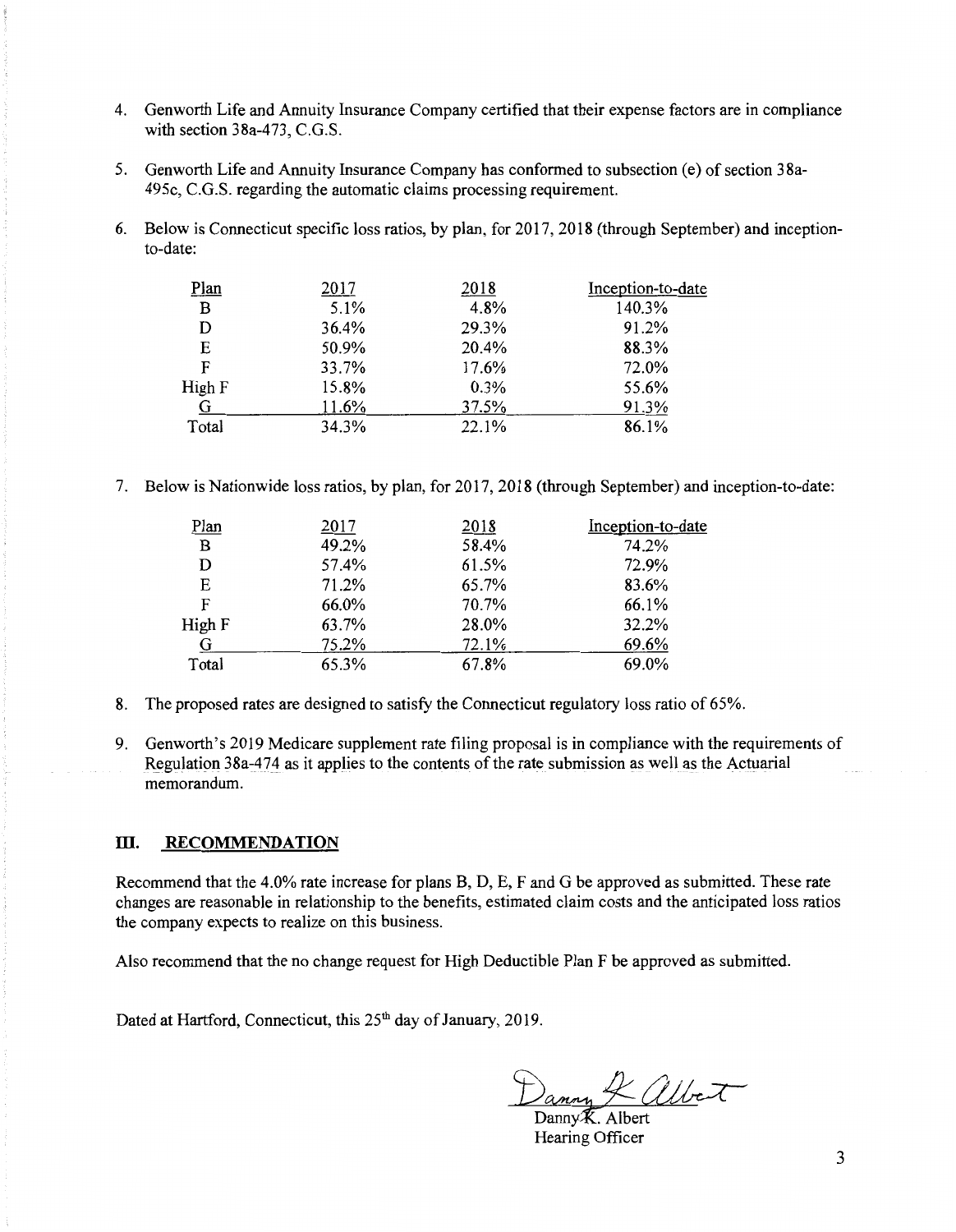4. Genworth Life and Annuity Insurance Company certified that their expense factors are in compliance with section 38a-473, C.G.S.

5. Genworth Life and Annuity Insurance Company has conformed to subsection (e) of section 38a-495c, C.G.S. regarding the automatic claims processing requirement.

6. Below is Connecticut specific loss ratios, by plan, for 2017, 2018 (through September) and inception-to-date:

| Plan | 2017 | 2018 | Inception-to-date |
|---|---|---|---|
| B | 5.1% | 4.8% | 140.3% |
| D | 36.4% | 29.3% | 91.2% |
| E | 50.9% | 20.4% | 88.3% |
| F | 33.7% | 17.6% | 72.0% |
| High F | 15.8% | 0.3% | 55.6% |
| G | 11.6% | 37.5% | 91.3% |
| Total | 34.3% | 22.1% | 86.1% |

7. Below is Nationwide loss ratios, by plan, for 2017, 2018 (through September) and inception-to-date:

| Plan | 2017 | 2018 | Inception-to-date |
|---|---|---|---|
| B | 49.2% | 58.4% | 74.2% |
| D | 57.4% | 61.5% | 72.9% |
| E | 71.2% | 65.7% | 83.6% |
| F | 66.0% | 70.7% | 66.1% |
| High F | 63.7% | 28.0% | 32.2% |
| G | 75.2% | 72.1% | 69.6% |
| Total | 65.3% | 67.8% | 69.0% |

8. The proposed rates are designed to satisfy the Connecticut regulatory loss ratio of 65%.

9. Genworth's 2019 Medicare supplement rate filing proposal is in compliance with the requirements of Regulation 38a-474 as it applies to the contents of the rate submission as well as the Actuarial memorandum.

## III. RECOMMENDATION

Recommend that the 4.0% rate increase for plans B, D, E, F and G be approved as submitted. These rate changes are reasonable in relationship to the benefits, estimated claim costs and the anticipated loss ratios the company expects to realize on this business.

Also recommend that the no change request for High Deductible Plan F be approved as submitted.

Dated at Hartford, Connecticut, this 25th day of January, 2019.

Danny K. Albert
Hearing Officer